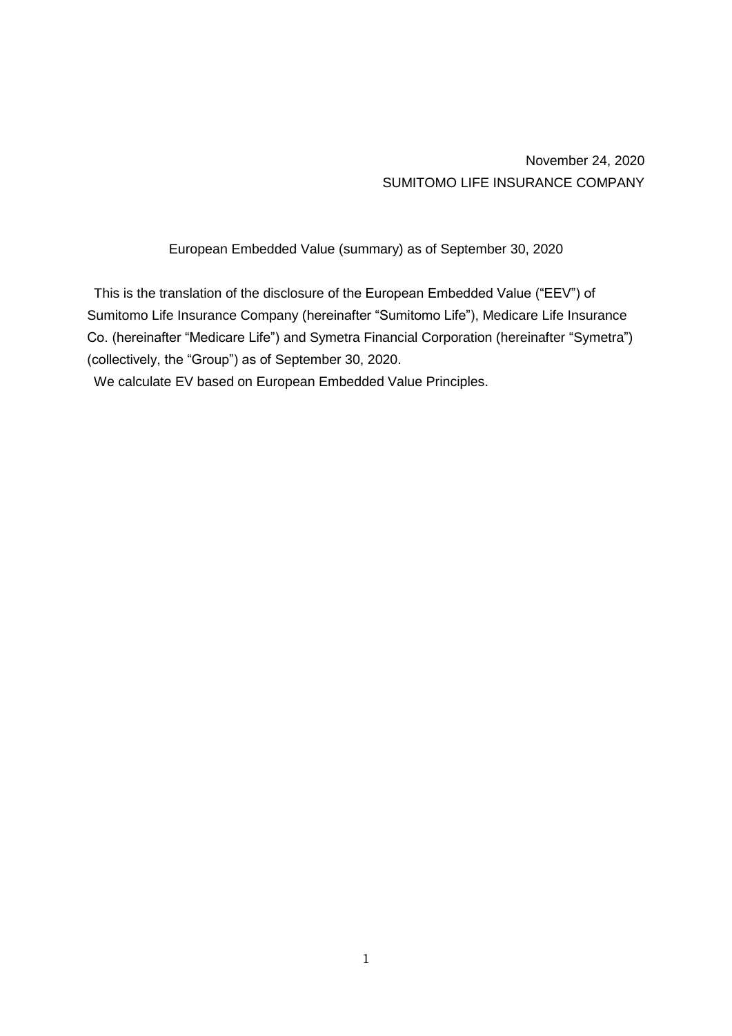November 24, 2020

SUMITOMO LIFE INSURANCE COMPANY

# European Embedded Value (summary) as of September 30, 2020

This is the translation of the disclosure of the European Embedded Value ("EEV") of Sumitomo Life Insurance Company (hereinafter "Sumitomo Life"), Medicare Life Insurance Co. (hereinafter "Medicare Life") and Symetra Financial Corporation (hereinafter "Symetra") (collectively, the "Group") as of September 30, 2020.

We calculate EV based on European Embedded Value Principles.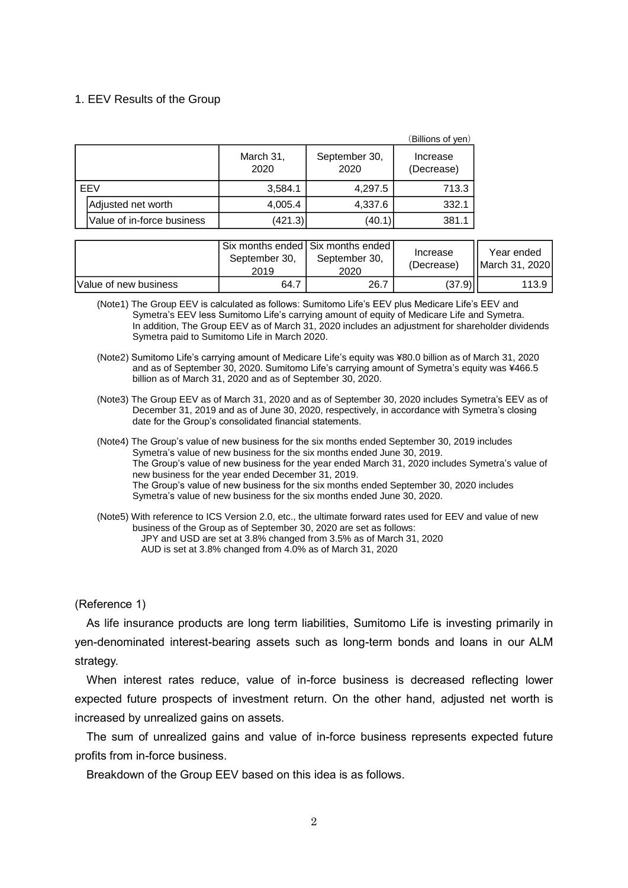## 1. EEV Results of the Group

(Billions of yen)

| | | March 31, 2020 | September 30, 2020 | Increase (Decrease) |
|---|---|---|---|---|
| EEV | | 3,584.1 | 4,297.5 | 713.3 |
| | Adjusted net worth | 4,005.4 | 4,337.6 | 332.1 |
| | Value of in-force business | (421.3) | (40.1) | 381.1 |

| | Six months ended September 30, 2019 | Six months ended September 30, 2020 | Increase (Decrease) | Year ended March 31, 2020 |
|---|---|---|---|---|
| Value of new business | 64.7 | 26.7 | (37.9) | 113.9 |

(Note1) The Group EEV is calculated as follows: Sumitomo Life's EEV plus Medicare Life's EEV and Symetra's EEV less Sumitomo Life's carrying amount of equity of Medicare Life and Symetra. In addition, The Group EEV as of March 31, 2020 includes an adjustment for shareholder dividends Symetra paid to Sumitomo Life in March 2020.

(Note2) Sumitomo Life's carrying amount of Medicare Life's equity was ¥80.0 billion as of March 31, 2020 and as of September 30, 2020. Sumitomo Life's carrying amount of Symetra's equity was ¥466.5 billion as of March 31, 2020 and as of September 30, 2020.

(Note3) The Group EEV as of March 31, 2020 and as of September 30, 2020 includes Symetra's EEV as of December 31, 2019 and as of June 30, 2020, respectively, in accordance with Symetra's closing date for the Group's consolidated financial statements.

(Note4) The Group's value of new business for the six months ended September 30, 2019 includes Symetra's value of new business for the six months ended June 30, 2019.
The Group's value of new business for the year ended March 31, 2020 includes Symetra's value of new business for the year ended December 31, 2019.
The Group's value of new business for the six months ended September 30, 2020 includes Symetra's value of new business for the six months ended June 30, 2020.

(Note5) With reference to ICS Version 2.0, etc., the ultimate forward rates used for EEV and value of new business of the Group as of September 30, 2020 are set as follows:
JPY and USD are set at 3.8% changed from 3.5% as of March 31, 2020
AUD is set at 3.8% changed from 4.0% as of March 31, 2020

(Reference 1)

As life insurance products are long term liabilities, Sumitomo Life is investing primarily in yen-denominated interest-bearing assets such as long-term bonds and loans in our ALM strategy.

When interest rates reduce, value of in-force business is decreased reflecting lower expected future prospects of investment return. On the other hand, adjusted net worth is increased by unrealized gains on assets.

The sum of unrealized gains and value of in-force business represents expected future profits from in-force business.

Breakdown of the Group EEV based on this idea is as follows.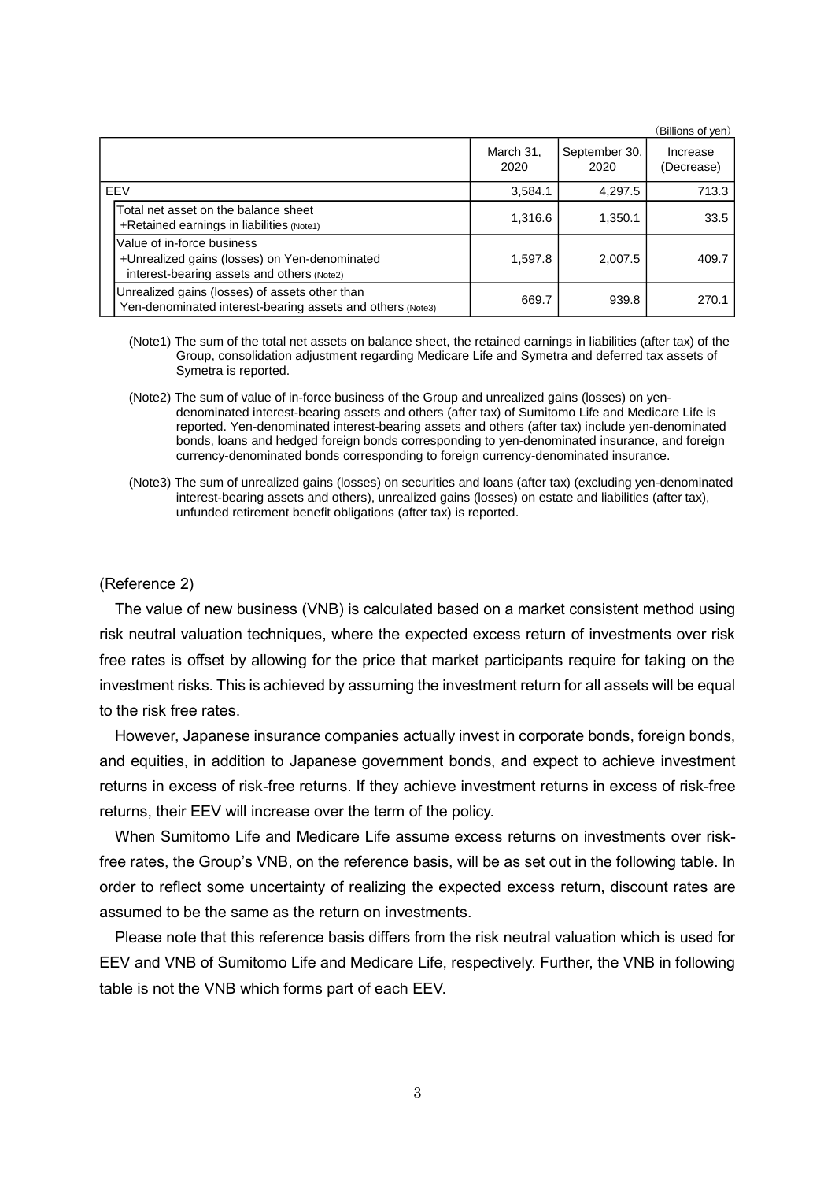(Billions of yen)

| | March 31, 2020 | September 30, 2020 | Increase (Decrease) |
|---|---|---|---|
| EEV | 3,584.1 | 4,297.5 | 713.3 |
| Total net asset on the balance sheet +Retained earnings in liabilities (Note1) | 1,316.6 | 1,350.1 | 33.5 |
| Value of in-force business +Unrealized gains (losses) on Yen-denominated interest-bearing assets and others (Note2) | 1,597.8 | 2,007.5 | 409.7 |
| Unrealized gains (losses) of assets other than Yen-denominated interest-bearing assets and others (Note3) | 669.7 | 939.8 | 270.1 |

(Note1) The sum of the total net assets on balance sheet, the retained earnings in liabilities (after tax) of the Group, consolidation adjustment regarding Medicare Life and Symetra and deferred tax assets of Symetra is reported.

(Note2) The sum of value of in-force business of the Group and unrealized gains (losses) on yen-denominated interest-bearing assets and others (after tax) of Sumitomo Life and Medicare Life is reported. Yen-denominated interest-bearing assets and others (after tax) include yen-denominated bonds, loans and hedged foreign bonds corresponding to yen-denominated insurance, and foreign currency-denominated bonds corresponding to foreign currency-denominated insurance.

(Note3) The sum of unrealized gains (losses) on securities and loans (after tax) (excluding yen-denominated interest-bearing assets and others), unrealized gains (losses) on estate and liabilities (after tax), unfunded retirement benefit obligations (after tax) is reported.

(Reference 2)

The value of new business (VNB) is calculated based on a market consistent method using risk neutral valuation techniques, where the expected excess return of investments over risk free rates is offset by allowing for the price that market participants require for taking on the investment risks. This is achieved by assuming the investment return for all assets will be equal to the risk free rates.

However, Japanese insurance companies actually invest in corporate bonds, foreign bonds, and equities, in addition to Japanese government bonds, and expect to achieve investment returns in excess of risk-free returns. If they achieve investment returns in excess of risk-free returns, their EEV will increase over the term of the policy.

When Sumitomo Life and Medicare Life assume excess returns on investments over risk-free rates, the Group's VNB, on the reference basis, will be as set out in the following table. In order to reflect some uncertainty of realizing the expected excess return, discount rates are assumed to be the same as the return on investments.

Please note that this reference basis differs from the risk neutral valuation which is used for EEV and VNB of Sumitomo Life and Medicare Life, respectively. Further, the VNB in following table is not the VNB which forms part of each EEV.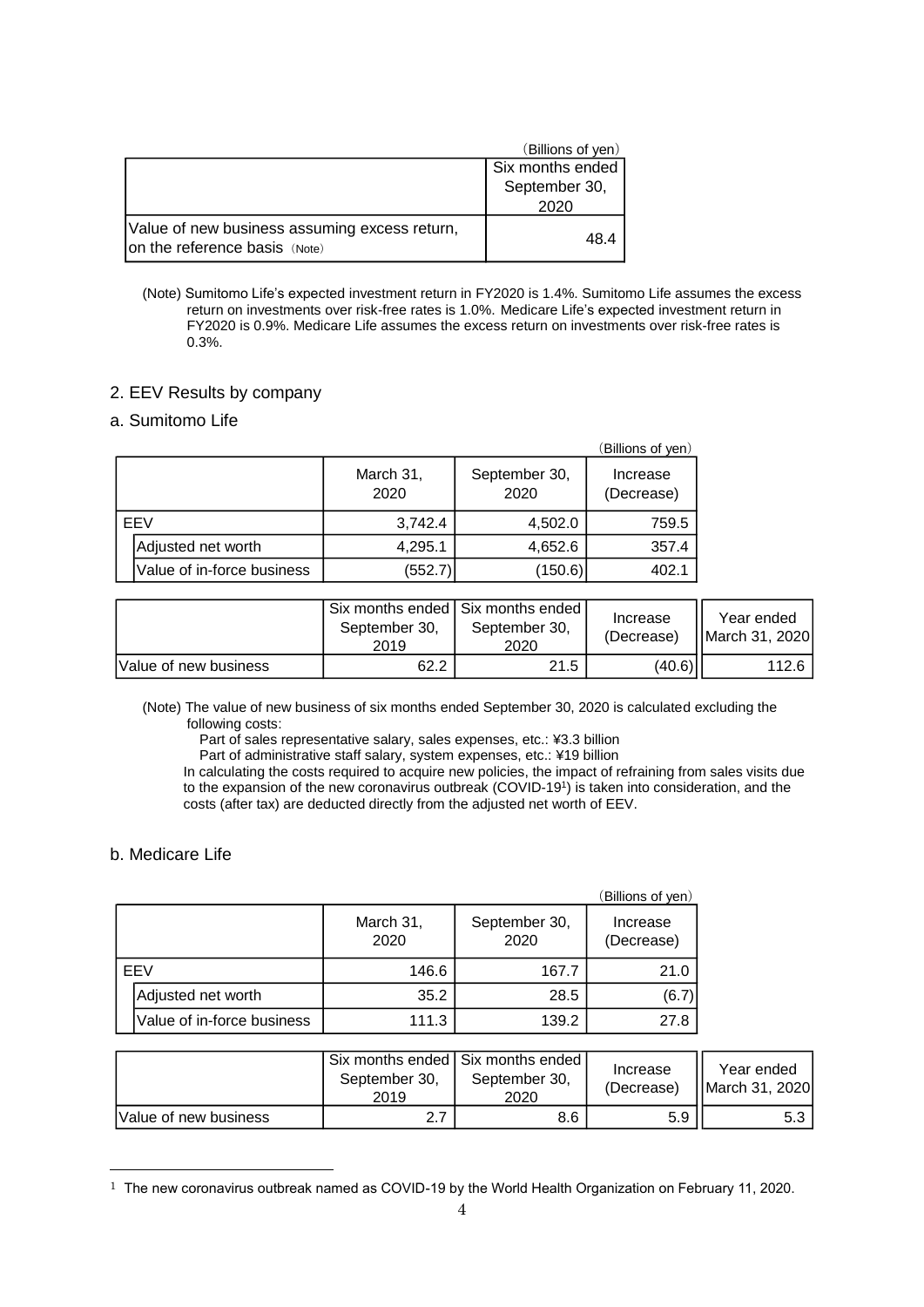(Billions of yen)

| | Six months ended September 30, 2020 |
|---|---|
| Value of new business assuming excess return, on the reference basis (Note) | 48.4 |

(Note) Sumitomo Life's expected investment return in FY2020 is 1.4%. Sumitomo Life assumes the excess return on investments over risk-free rates is 1.0%. Medicare Life's expected investment return in FY2020 is 0.9%. Medicare Life assumes the excess return on investments over risk-free rates is 0.3%.

## 2. EEV Results by company

### a. Sumitomo Life

(Billions of yen)

| | March 31, 2020 | September 30, 2020 | Increase (Decrease) |
|---|---|---|---|
| EEV | 3,742.4 | 4,502.0 | 759.5 |
| Adjusted net worth | 4,295.1 | 4,652.6 | 357.4 |
| Value of in-force business | (552.7) | (150.6) | 402.1 |

| | Six months ended September 30, 2019 | Six months ended September 30, 2020 | Increase (Decrease) | Year ended March 31, 2020 |
|---|---|---|---|---|
| Value of new business | 62.2 | 21.5 | (40.6) | 112.6 |

(Note) The value of new business of six months ended September 30, 2020 is calculated excluding the following costs:

Part of sales representative salary, sales expenses, etc.: ¥3.3 billion

Part of administrative staff salary, system expenses, etc.: ¥19 billion

In calculating the costs required to acquire new policies, the impact of refraining from sales visits due to the expansion of the new coronavirus outbreak (COVID-19[1]) is taken into consideration, and the costs (after tax) are deducted directly from the adjusted net worth of EEV.

### b. Medicare Life

(Billions of yen)

| | March 31, 2020 | September 30, 2020 | Increase (Decrease) |
|---|---|---|---|
| EEV | 146.6 | 167.7 | 21.0 |
| Adjusted net worth | 35.2 | 28.5 | (6.7) |
| Value of in-force business | 111.3 | 139.2 | 27.8 |

| | Six months ended September 30, 2019 | Six months ended September 30, 2020 | Increase (Decrease) | Year ended March 31, 2020 |
|---|---|---|---|---|
| Value of new business | 2.7 | 8.6 | 5.9 | 5.3 |

[1] The new coronavirus outbreak named as COVID-19 by the World Health Organization on February 11, 2020.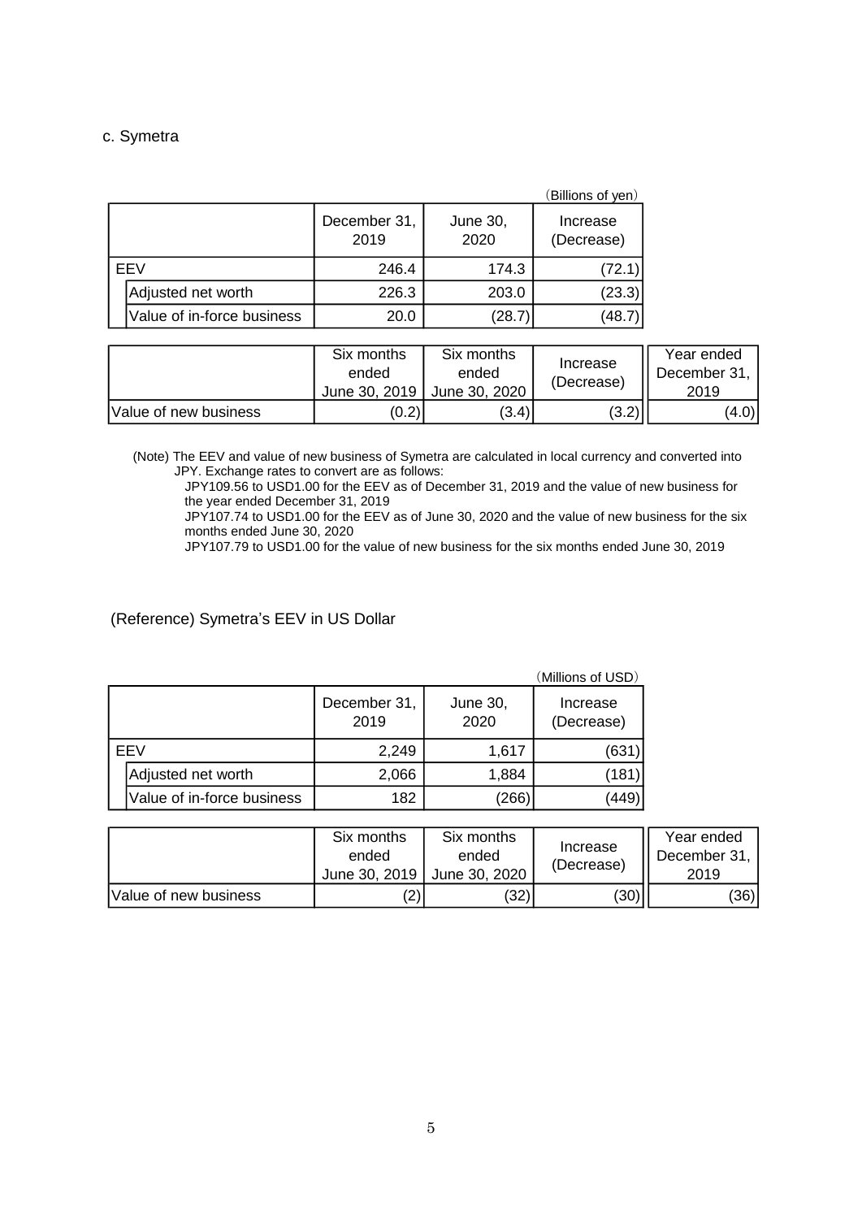### c. Symetra

(Billions of yen)

| | December 31, 2019 | June 30, 2020 | Increase (Decrease) |
|---|---|---|---|
| EEV | 246.4 | 174.3 | (72.1) |
| Adjusted net worth | 226.3 | 203.0 | (23.3) |
| Value of in-force business | 20.0 | (28.7) | (48.7) |

| | Six months ended June 30, 2019 | Six months ended June 30, 2020 | Increase (Decrease) | Year ended December 31, 2019 |
|---|---|---|---|---|
| Value of new business | (0.2) | (3.4) | (3.2) | (4.0) |

(Note) The EEV and value of new business of Symetra are calculated in local currency and converted into JPY. Exchange rates to convert are as follows:

JPY109.56 to USD1.00 for the EEV as of December 31, 2019 and the value of new business for the year ended December 31, 2019

JPY107.74 to USD1.00 for the EEV as of June 30, 2020 and the value of new business for the six months ended June 30, 2020

JPY107.79 to USD1.00 for the value of new business for the six months ended June 30, 2019

### (Reference) Symetra's EEV in US Dollar

(Millions of USD)

| | December 31, 2019 | June 30, 2020 | Increase (Decrease) |
|---|---|---|---|
| EEV | 2,249 | 1,617 | (631) |
| Adjusted net worth | 2,066 | 1,884 | (181) |
| Value of in-force business | 182 | (266) | (449) |

| | Six months ended June 30, 2019 | Six months ended June 30, 2020 | Increase (Decrease) | Year ended December 31, 2019 |
|---|---|---|---|---|
| Value of new business | (2) | (32) | (30) | (36) |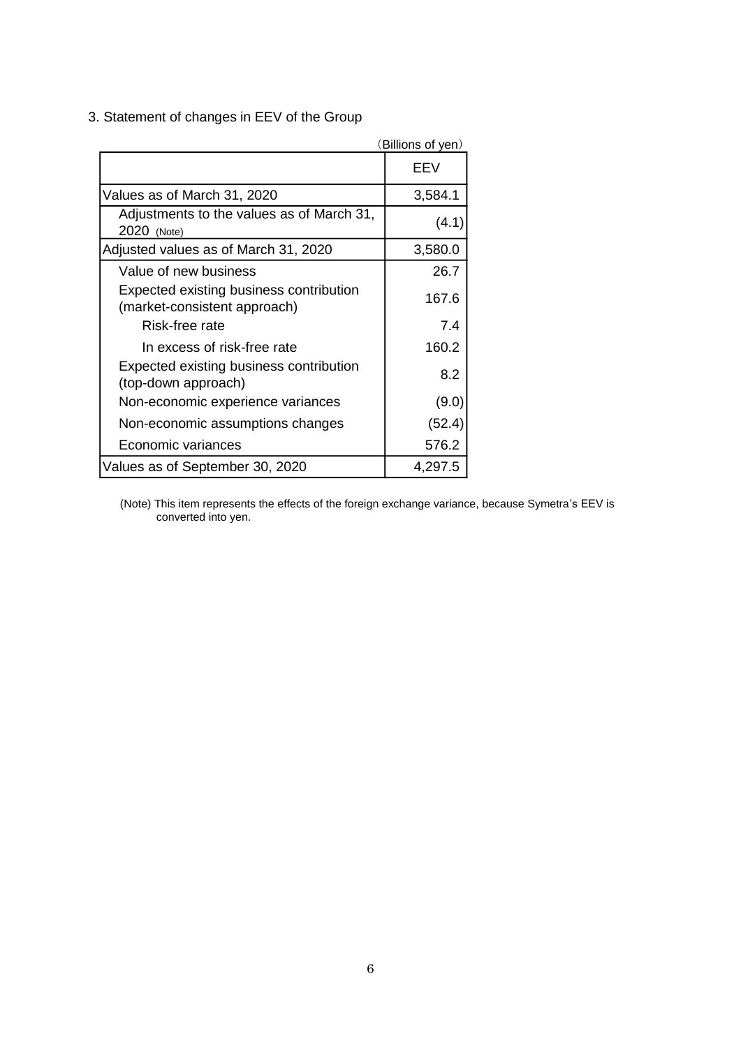## 3. Statement of changes in EEV of the Group

（Billions of yen）

| | EEV |
|---|---|
| Values as of March 31, 2020 | 3,584.1 |
| Adjustments to the values as of March 31, 2020 (Note) | (4.1) |
| Adjusted values as of March 31, 2020 | 3,580.0 |
| Value of new business | 26.7 |
| Expected existing business contribution (market-consistent approach) | 167.6 |
| Risk-free rate | 7.4 |
| In excess of risk-free rate | 160.2 |
| Expected existing business contribution (top-down approach) | 8.2 |
| Non-economic experience variances | (9.0) |
| Non-economic assumptions changes | (52.4) |
| Economic variances | 576.2 |
| Values as of September 30, 2020 | 4,297.5 |

(Note) This item represents the effects of the foreign exchange variance, because Symetra's EEV is converted into yen.